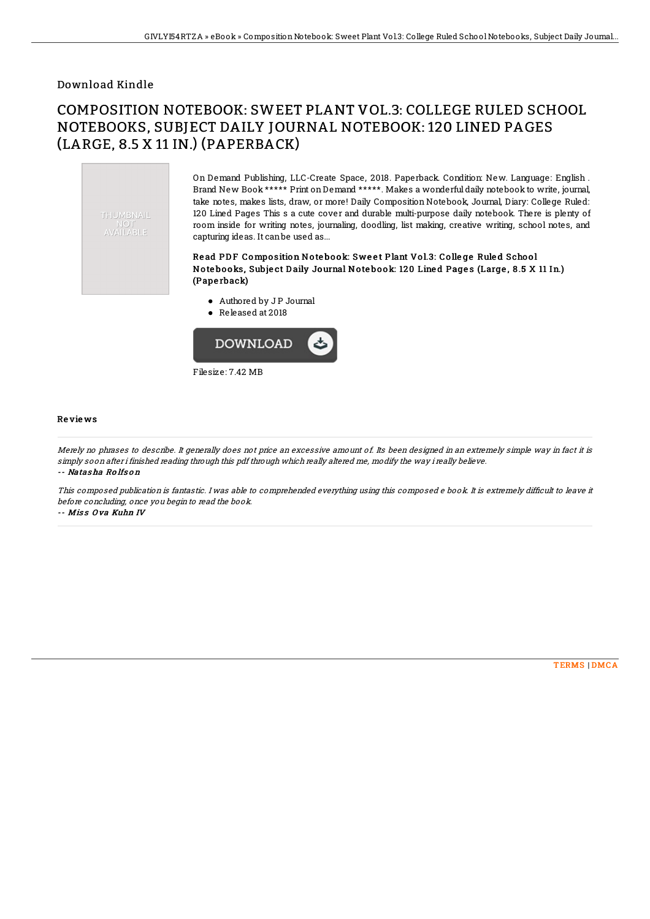Download Kindle

# COMPOSITION NOTEBOOK: SWEET PLANT VOL.3: COLLEGE RULED SCHOOL NOTEBOOKS, SUBJECT DAILY JOURNAL NOTEBOOK: 120 LINED PAGES (LARGE, 8.5 X 11 IN.) (PAPERBACK)

THUMBNAIL NOT AVAILABLE

On Demand Publishing, LLC-Create Space, 2018. Paperback. Condition: New. Language: English . Brand New Book ***** Print on Demand *****. Makes a wonderful daily notebook to write, journal, take notes, makes lists, draw, or more! Daily Composition Notebook, Journal, Diary: College Ruled: 120 Lined Pages This s a cute cover and durable multi-purpose daily notebook. There is plenty of room inside for writing notes, journaling, doodling, list making, creative writing, school notes, and capturing ideas. It can be used as...

### Read PDF Composition Notebook: Sweet Plant Vol.3: College Ruled School Notebooks, Subject Daily Journal Notebook: 120 Lined Pages (Large, 8.5 X 11 In.) (Paperback)

- Authored by J P Journal
- Released at 2018

DOWNLOAD

Filesize: 7.42 MB

## Reviews

*Merely no phrases to describe. It generally does not price an excessive amount of. Its been designed in an extremely simple way in fact it is simply soon after i finished reading through this pdf through which really altered me, modify the way i really believe.*

-- *Natasha Rolfson*

*This composed publication is fantastic. I was able to comprehended everything using this composed e book. It is extremely difficult to leave it before concluding, once you begin to read the book.*

-- *Miss Ova Kuhn IV*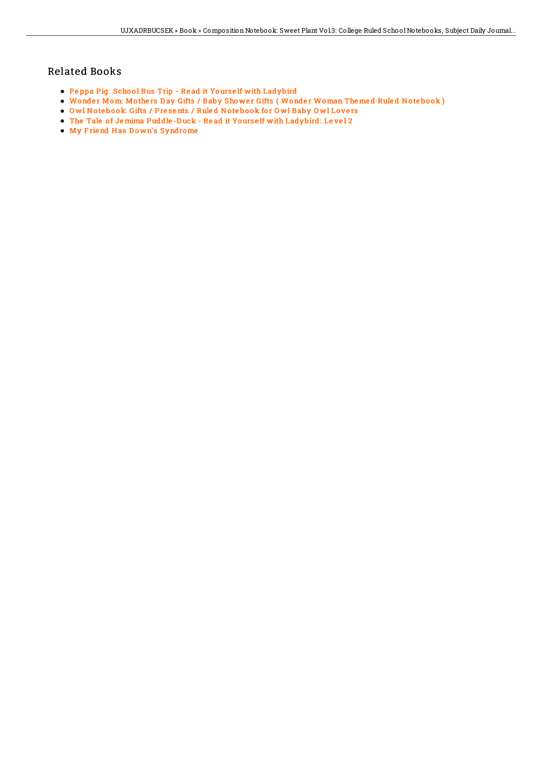## Related Books

- Peppa Pig: School Bus Trip - Read it Yourself with Ladybird
- Wonder Mom: Mothers Day Gifts / Baby Shower Gifts ( Wonder Woman Themed Ruled Notebook )
- Owl Notebook: Gifts / Presents / Ruled Notebook for Owl Baby Owl Lovers
- The Tale of Jemima Puddle-Duck - Read it Yourself with Ladybird: Level 2
- My Friend Has Down's Syndrome